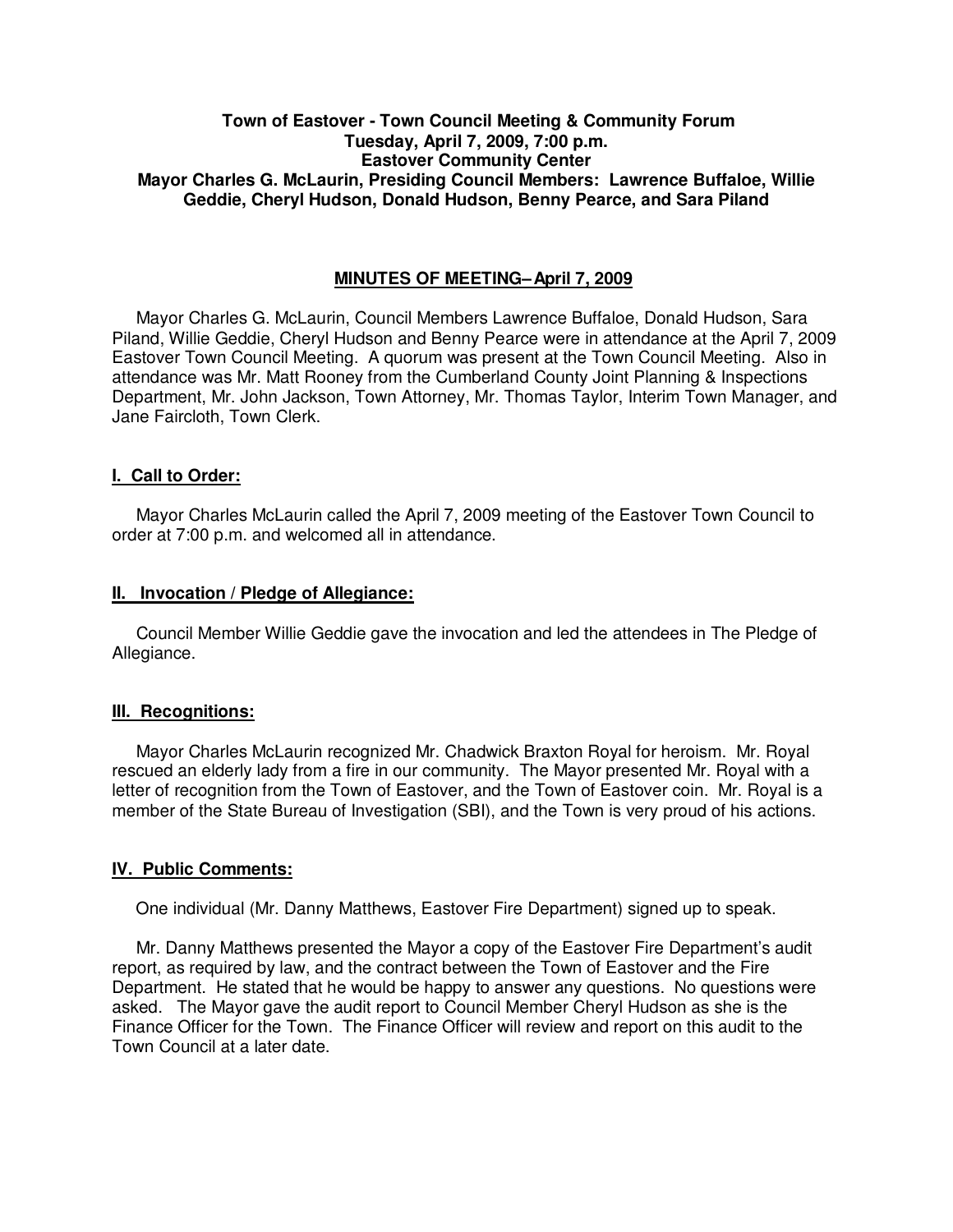**Town of Eastover - Town Council Meeting & Community Forum**
**Tuesday, April 7, 2009, 7:00 p.m.**
**Eastover Community Center**
**Mayor Charles G. McLaurin, Presiding Council Members: Lawrence Buffaloe, Willie Geddie, Cheryl Hudson, Donald Hudson, Benny Pearce, and Sara Piland**

## **MINUTES OF MEETING– April 7, 2009**

Mayor Charles G. McLaurin, Council Members Lawrence Buffaloe, Donald Hudson, Sara Piland, Willie Geddie, Cheryl Hudson and Benny Pearce were in attendance at the April 7, 2009 Eastover Town Council Meeting. A quorum was present at the Town Council Meeting. Also in attendance was Mr. Matt Rooney from the Cumberland County Joint Planning & Inspections Department, Mr. John Jackson, Town Attorney, Mr. Thomas Taylor, Interim Town Manager, and Jane Faircloth, Town Clerk.

### **I. Call to Order:**

Mayor Charles McLaurin called the April 7, 2009 meeting of the Eastover Town Council to order at 7:00 p.m. and welcomed all in attendance.

### **II. Invocation / Pledge of Allegiance:**

Council Member Willie Geddie gave the invocation and led the attendees in The Pledge of Allegiance.

### **III. Recognitions:**

Mayor Charles McLaurin recognized Mr. Chadwick Braxton Royal for heroism. Mr. Royal rescued an elderly lady from a fire in our community. The Mayor presented Mr. Royal with a letter of recognition from the Town of Eastover, and the Town of Eastover coin. Mr. Royal is a member of the State Bureau of Investigation (SBI), and the Town is very proud of his actions.

### **IV. Public Comments:**

One individual (Mr. Danny Matthews, Eastover Fire Department) signed up to speak.

Mr. Danny Matthews presented the Mayor a copy of the Eastover Fire Department's audit report, as required by law, and the contract between the Town of Eastover and the Fire Department. He stated that he would be happy to answer any questions. No questions were asked. The Mayor gave the audit report to Council Member Cheryl Hudson as she is the Finance Officer for the Town. The Finance Officer will review and report on this audit to the Town Council at a later date.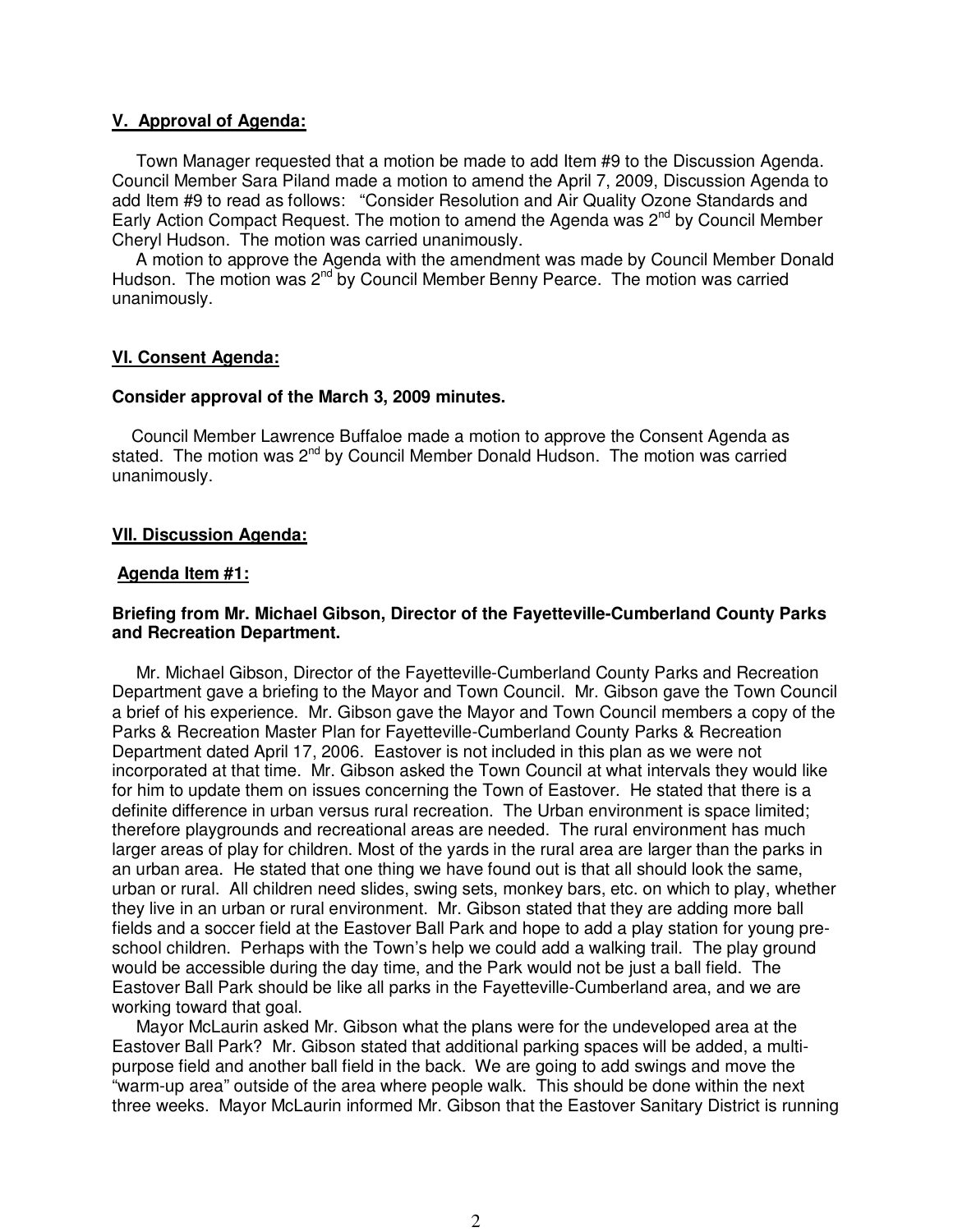**V. Approval of Agenda:**

Town Manager requested that a motion be made to add Item #9 to the Discussion Agenda. Council Member Sara Piland made a motion to amend the April 7, 2009, Discussion Agenda to add Item #9 to read as follows: "Consider Resolution and Air Quality Ozone Standards and Early Action Compact Request. The motion to amend the Agenda was 2nd by Council Member Cheryl Hudson. The motion was carried unanimously.

A motion to approve the Agenda with the amendment was made by Council Member Donald Hudson. The motion was 2nd by Council Member Benny Pearce. The motion was carried unanimously.

**VI. Consent Agenda:**

**Consider approval of the March 3, 2009 minutes.**

Council Member Lawrence Buffaloe made a motion to approve the Consent Agenda as stated. The motion was 2nd by Council Member Donald Hudson. The motion was carried unanimously.

**VII. Discussion Agenda:**

**Agenda Item #1:**

**Briefing from Mr. Michael Gibson, Director of the Fayetteville-Cumberland County Parks and Recreation Department.**

Mr. Michael Gibson, Director of the Fayetteville-Cumberland County Parks and Recreation Department gave a briefing to the Mayor and Town Council. Mr. Gibson gave the Town Council a brief of his experience. Mr. Gibson gave the Mayor and Town Council members a copy of the Parks & Recreation Master Plan for Fayetteville-Cumberland County Parks & Recreation Department dated April 17, 2006. Eastover is not included in this plan as we were not incorporated at that time. Mr. Gibson asked the Town Council at what intervals they would like for him to update them on issues concerning the Town of Eastover. He stated that there is a definite difference in urban versus rural recreation. The Urban environment is space limited; therefore playgrounds and recreational areas are needed. The rural environment has much larger areas of play for children. Most of the yards in the rural area are larger than the parks in an urban area. He stated that one thing we have found out is that all should look the same, urban or rural. All children need slides, swing sets, monkey bars, etc. on which to play, whether they live in an urban or rural environment. Mr. Gibson stated that they are adding more ball fields and a soccer field at the Eastover Ball Park and hope to add a play station for young pre-school children. Perhaps with the Town's help we could add a walking trail. The play ground would be accessible during the day time, and the Park would not be just a ball field. The Eastover Ball Park should be like all parks in the Fayetteville-Cumberland area, and we are working toward that goal.

Mayor McLaurin asked Mr. Gibson what the plans were for the undeveloped area at the Eastover Ball Park? Mr. Gibson stated that additional parking spaces will be added, a multi-purpose field and another ball field in the back. We are going to add swings and move the "warm-up area" outside of the area where people walk. This should be done within the next three weeks. Mayor McLaurin informed Mr. Gibson that the Eastover Sanitary District is running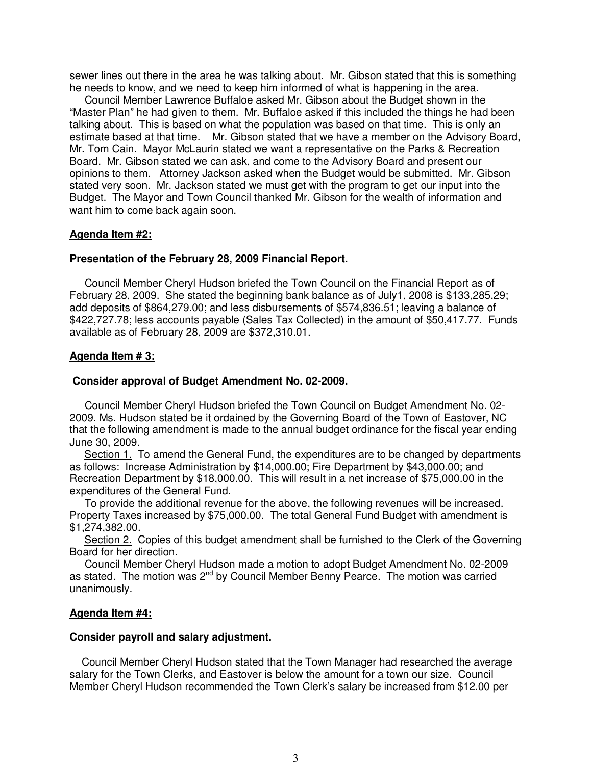sewer lines out there in the area he was talking about. Mr. Gibson stated that this is something he needs to know, and we need to keep him informed of what is happening in the area.

Council Member Lawrence Buffaloe asked Mr. Gibson about the Budget shown in the "Master Plan" he had given to them. Mr. Buffaloe asked if this included the things he had been talking about. This is based on what the population was based on that time. This is only an estimate based at that time. Mr. Gibson stated that we have a member on the Advisory Board, Mr. Tom Cain. Mayor McLaurin stated we want a representative on the Parks & Recreation Board. Mr. Gibson stated we can ask, and come to the Advisory Board and present our opinions to them. Attorney Jackson asked when the Budget would be submitted. Mr. Gibson stated very soon. Mr. Jackson stated we must get with the program to get our input into the Budget. The Mayor and Town Council thanked Mr. Gibson for the wealth of information and want him to come back again soon.

**Agenda Item #2:**

**Presentation of the February 28, 2009 Financial Report.**

Council Member Cheryl Hudson briefed the Town Council on the Financial Report as of February 28, 2009. She stated the beginning bank balance as of July1, 2008 is $133,285.29; add deposits of $864,279.00; and less disbursements of $574,836.51; leaving a balance of $422,727.78; less accounts payable (Sales Tax Collected) in the amount of $50,417.77. Funds available as of February 28, 2009 are $372,310.01.

**Agenda Item # 3:**

**Consider approval of Budget Amendment No. 02-2009.**

Council Member Cheryl Hudson briefed the Town Council on Budget Amendment No. 02-2009. Ms. Hudson stated be it ordained by the Governing Board of the Town of Eastover, NC that the following amendment is made to the annual budget ordinance for the fiscal year ending June 30, 2009.

Section 1. To amend the General Fund, the expenditures are to be changed by departments as follows: Increase Administration by $14,000.00; Fire Department by $43,000.00; and Recreation Department by $18,000.00. This will result in a net increase of $75,000.00 in the expenditures of the General Fund.

To provide the additional revenue for the above, the following revenues will be increased. Property Taxes increased by $75,000.00. The total General Fund Budget with amendment is $1,274,382.00.

Section 2. Copies of this budget amendment shall be furnished to the Clerk of the Governing Board for her direction.

Council Member Cheryl Hudson made a motion to adopt Budget Amendment No. 02-2009 as stated. The motion was 2nd by Council Member Benny Pearce. The motion was carried unanimously.

**Agenda Item #4:**

**Consider payroll and salary adjustment.**

Council Member Cheryl Hudson stated that the Town Manager had researched the average salary for the Town Clerks, and Eastover is below the amount for a town our size. Council Member Cheryl Hudson recommended the Town Clerk's salary be increased from $12.00 per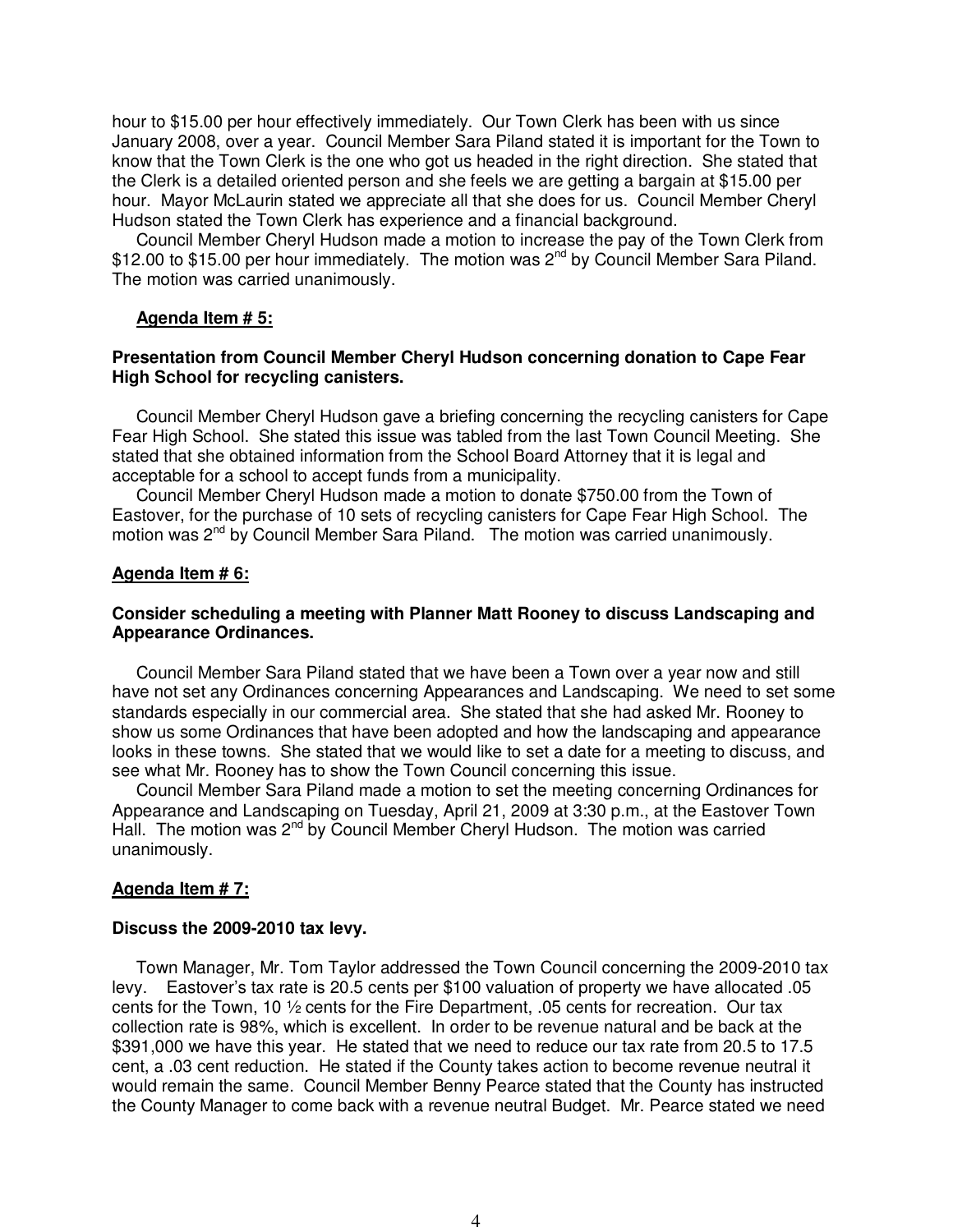hour to $15.00 per hour effectively immediately. Our Town Clerk has been with us since January 2008, over a year. Council Member Sara Piland stated it is important for the Town to know that the Town Clerk is the one who got us headed in the right direction. She stated that the Clerk is a detailed oriented person and she feels we are getting a bargain at $15.00 per hour. Mayor McLaurin stated we appreciate all that she does for us. Council Member Cheryl Hudson stated the Town Clerk has experience and a financial background.

Council Member Cheryl Hudson made a motion to increase the pay of the Town Clerk from $12.00 to $15.00 per hour immediately. The motion was 2nd by Council Member Sara Piland. The motion was carried unanimously.

**Agenda Item # 5:**

**Presentation from Council Member Cheryl Hudson concerning donation to Cape Fear High School for recycling canisters.**

Council Member Cheryl Hudson gave a briefing concerning the recycling canisters for Cape Fear High School. She stated this issue was tabled from the last Town Council Meeting. She stated that she obtained information from the School Board Attorney that it is legal and acceptable for a school to accept funds from a municipality.

Council Member Cheryl Hudson made a motion to donate $750.00 from the Town of Eastover, for the purchase of 10 sets of recycling canisters for Cape Fear High School. The motion was 2nd by Council Member Sara Piland. The motion was carried unanimously.

**Agenda Item # 6:**

**Consider scheduling a meeting with Planner Matt Rooney to discuss Landscaping and Appearance Ordinances.**

Council Member Sara Piland stated that we have been a Town over a year now and still have not set any Ordinances concerning Appearances and Landscaping. We need to set some standards especially in our commercial area. She stated that she had asked Mr. Rooney to show us some Ordinances that have been adopted and how the landscaping and appearance looks in these towns. She stated that we would like to set a date for a meeting to discuss, and see what Mr. Rooney has to show the Town Council concerning this issue.

Council Member Sara Piland made a motion to set the meeting concerning Ordinances for Appearance and Landscaping on Tuesday, April 21, 2009 at 3:30 p.m., at the Eastover Town Hall. The motion was 2nd by Council Member Cheryl Hudson. The motion was carried unanimously.

**Agenda Item # 7:**

**Discuss the 2009-2010 tax levy.**

Town Manager, Mr. Tom Taylor addressed the Town Council concerning the 2009-2010 tax levy. Eastover's tax rate is 20.5 cents per $100 valuation of property we have allocated .05 cents for the Town, 10 ½ cents for the Fire Department, .05 cents for recreation. Our tax collection rate is 98%, which is excellent. In order to be revenue natural and be back at the $391,000 we have this year. He stated that we need to reduce our tax rate from 20.5 to 17.5 cent, a .03 cent reduction. He stated if the County takes action to become revenue neutral it would remain the same. Council Member Benny Pearce stated that the County has instructed the County Manager to come back with a revenue neutral Budget. Mr. Pearce stated we need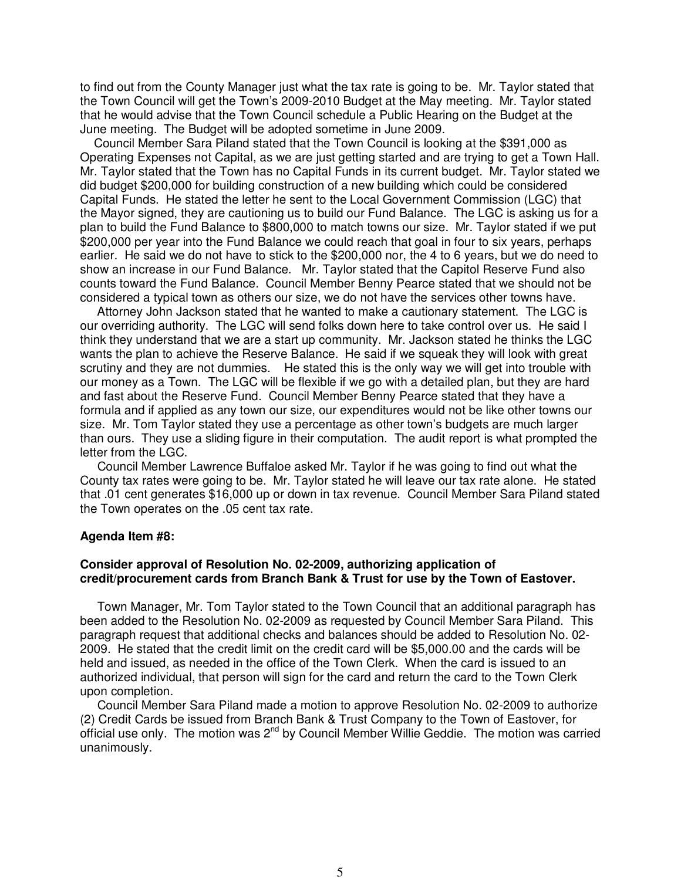to find out from the County Manager just what the tax rate is going to be. Mr. Taylor stated that the Town Council will get the Town's 2009-2010 Budget at the May meeting. Mr. Taylor stated that he would advise that the Town Council schedule a Public Hearing on the Budget at the June meeting. The Budget will be adopted sometime in June 2009.

Council Member Sara Piland stated that the Town Council is looking at the $391,000 as Operating Expenses not Capital, as we are just getting started and are trying to get a Town Hall. Mr. Taylor stated that the Town has no Capital Funds in its current budget. Mr. Taylor stated we did budget $200,000 for building construction of a new building which could be considered Capital Funds. He stated the letter he sent to the Local Government Commission (LGC) that the Mayor signed, they are cautioning us to build our Fund Balance. The LGC is asking us for a plan to build the Fund Balance to $800,000 to match towns our size. Mr. Taylor stated if we put $200,000 per year into the Fund Balance we could reach that goal in four to six years, perhaps earlier. He said we do not have to stick to the $200,000 nor, the 4 to 6 years, but we do need to show an increase in our Fund Balance. Mr. Taylor stated that the Capitol Reserve Fund also counts toward the Fund Balance. Council Member Benny Pearce stated that we should not be considered a typical town as others our size, we do not have the services other towns have.

Attorney John Jackson stated that he wanted to make a cautionary statement. The LGC is our overriding authority. The LGC will send folks down here to take control over us. He said I think they understand that we are a start up community. Mr. Jackson stated he thinks the LGC wants the plan to achieve the Reserve Balance. He said if we squeak they will look with great scrutiny and they are not dummies. He stated this is the only way we will get into trouble with our money as a Town. The LGC will be flexible if we go with a detailed plan, but they are hard and fast about the Reserve Fund. Council Member Benny Pearce stated that they have a formula and if applied as any town our size, our expenditures would not be like other towns our size. Mr. Tom Taylor stated they use a percentage as other town's budgets are much larger than ours. They use a sliding figure in their computation. The audit report is what prompted the letter from the LGC.

Council Member Lawrence Buffaloe asked Mr. Taylor if he was going to find out what the County tax rates were going to be. Mr. Taylor stated he will leave our tax rate alone. He stated that .01 cent generates $16,000 up or down in tax revenue. Council Member Sara Piland stated the Town operates on the .05 cent tax rate.

**Agenda Item #8:**

**Consider approval of Resolution No. 02-2009, authorizing application of credit/procurement cards from Branch Bank & Trust for use by the Town of Eastover.**

Town Manager, Mr. Tom Taylor stated to the Town Council that an additional paragraph has been added to the Resolution No. 02-2009 as requested by Council Member Sara Piland. This paragraph request that additional checks and balances should be added to Resolution No. 02-2009. He stated that the credit limit on the credit card will be $5,000.00 and the cards will be held and issued, as needed in the office of the Town Clerk. When the card is issued to an authorized individual, that person will sign for the card and return the card to the Town Clerk upon completion.

Council Member Sara Piland made a motion to approve Resolution No. 02-2009 to authorize (2) Credit Cards be issued from Branch Bank & Trust Company to the Town of Eastover, for official use only. The motion was 2nd by Council Member Willie Geddie. The motion was carried unanimously.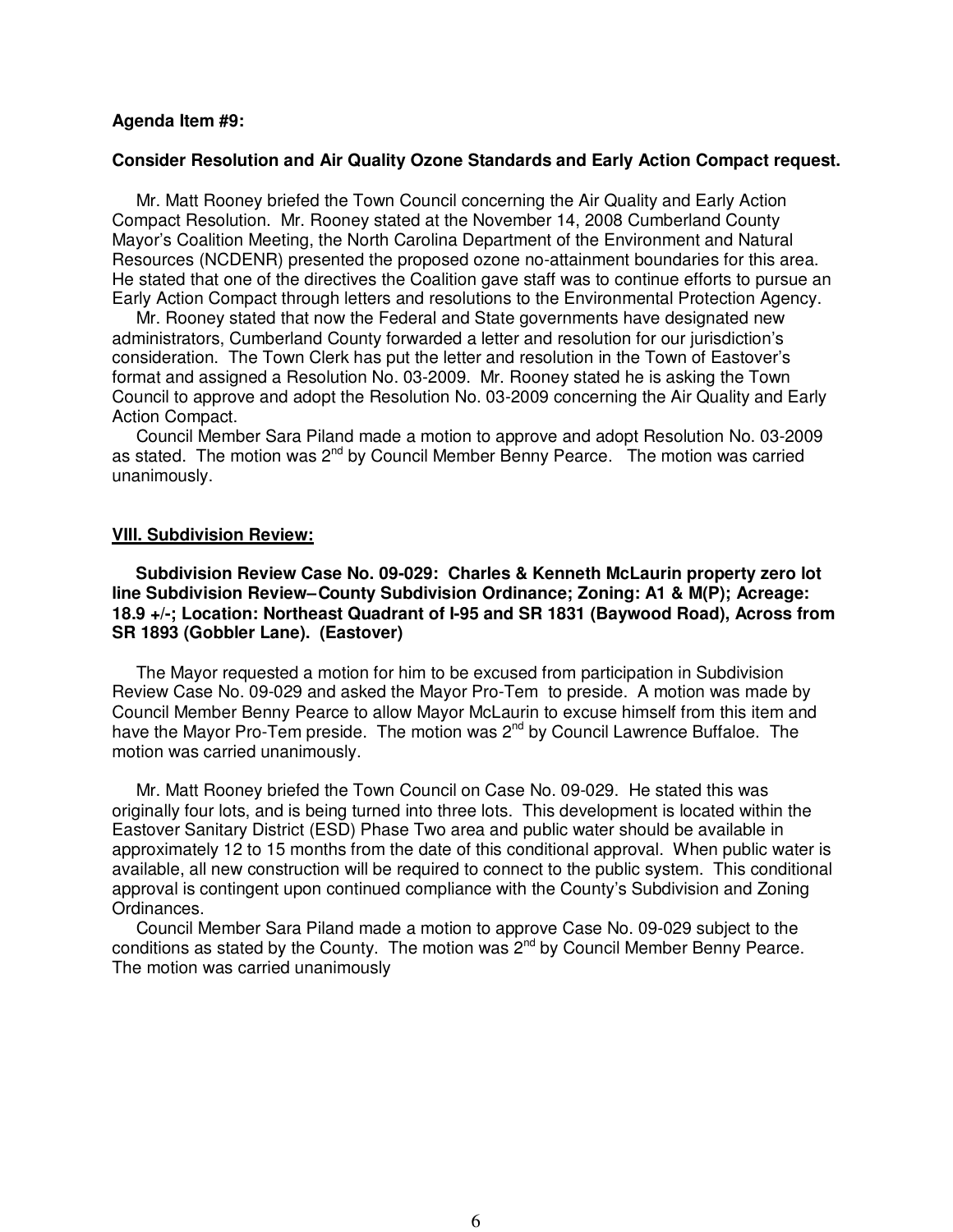**Agenda Item #9:**

**Consider Resolution and Air Quality Ozone Standards and Early Action Compact request.**

Mr. Matt Rooney briefed the Town Council concerning the Air Quality and Early Action Compact Resolution. Mr. Rooney stated at the November 14, 2008 Cumberland County Mayor's Coalition Meeting, the North Carolina Department of the Environment and Natural Resources (NCDENR) presented the proposed ozone no-attainment boundaries for this area. He stated that one of the directives the Coalition gave staff was to continue efforts to pursue an Early Action Compact through letters and resolutions to the Environmental Protection Agency.

Mr. Rooney stated that now the Federal and State governments have designated new administrators, Cumberland County forwarded a letter and resolution for our jurisdiction's consideration. The Town Clerk has put the letter and resolution in the Town of Eastover's format and assigned a Resolution No. 03-2009. Mr. Rooney stated he is asking the Town Council to approve and adopt the Resolution No. 03-2009 concerning the Air Quality and Early Action Compact.

Council Member Sara Piland made a motion to approve and adopt Resolution No. 03-2009 as stated. The motion was 2nd by Council Member Benny Pearce. The motion was carried unanimously.

**VIII. Subdivision Review:**

**Subdivision Review Case No. 09-029: Charles & Kenneth McLaurin property zero lot line Subdivision Review– County Subdivision Ordinance; Zoning: A1 & M(P); Acreage: 18.9 +/-; Location: Northeast Quadrant of I-95 and SR 1831 (Baywood Road), Across from SR 1893 (Gobbler Lane). (Eastover)**

The Mayor requested a motion for him to be excused from participation in Subdivision Review Case No. 09-029 and asked the Mayor Pro-Tem to preside. A motion was made by Council Member Benny Pearce to allow Mayor McLaurin to excuse himself from this item and have the Mayor Pro-Tem preside. The motion was 2nd by Council Lawrence Buffaloe. The motion was carried unanimously.

Mr. Matt Rooney briefed the Town Council on Case No. 09-029. He stated this was originally four lots, and is being turned into three lots. This development is located within the Eastover Sanitary District (ESD) Phase Two area and public water should be available in approximately 12 to 15 months from the date of this conditional approval. When public water is available, all new construction will be required to connect to the public system. This conditional approval is contingent upon continued compliance with the County's Subdivision and Zoning Ordinances.

Council Member Sara Piland made a motion to approve Case No. 09-029 subject to the conditions as stated by the County. The motion was 2nd by Council Member Benny Pearce. The motion was carried unanimously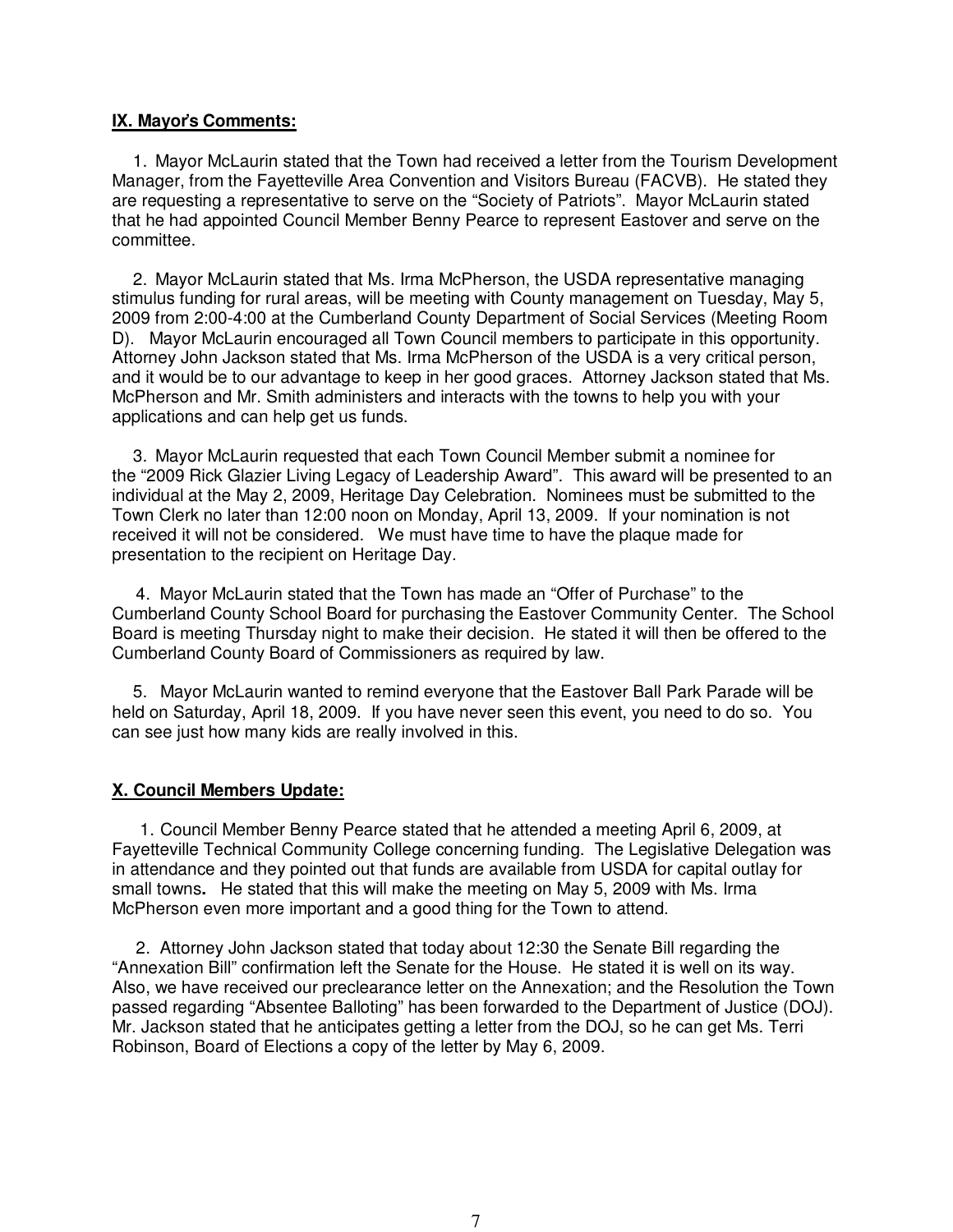**IX. Mayor's Comments:**

1. Mayor McLaurin stated that the Town had received a letter from the Tourism Development Manager, from the Fayetteville Area Convention and Visitors Bureau (FACVB). He stated they are requesting a representative to serve on the "Society of Patriots". Mayor McLaurin stated that he had appointed Council Member Benny Pearce to represent Eastover and serve on the committee.

2. Mayor McLaurin stated that Ms. Irma McPherson, the USDA representative managing stimulus funding for rural areas, will be meeting with County management on Tuesday, May 5, 2009 from 2:00-4:00 at the Cumberland County Department of Social Services (Meeting Room D). Mayor McLaurin encouraged all Town Council members to participate in this opportunity. Attorney John Jackson stated that Ms. Irma McPherson of the USDA is a very critical person, and it would be to our advantage to keep in her good graces. Attorney Jackson stated that Ms. McPherson and Mr. Smith administers and interacts with the towns to help you with your applications and can help get us funds.

3. Mayor McLaurin requested that each Town Council Member submit a nominee for the "2009 Rick Glazier Living Legacy of Leadership Award". This award will be presented to an individual at the May 2, 2009, Heritage Day Celebration. Nominees must be submitted to the Town Clerk no later than 12:00 noon on Monday, April 13, 2009. If your nomination is not received it will not be considered. We must have time to have the plaque made for presentation to the recipient on Heritage Day.

4. Mayor McLaurin stated that the Town has made an "Offer of Purchase" to the Cumberland County School Board for purchasing the Eastover Community Center. The School Board is meeting Thursday night to make their decision. He stated it will then be offered to the Cumberland County Board of Commissioners as required by law.

5. Mayor McLaurin wanted to remind everyone that the Eastover Ball Park Parade will be held on Saturday, April 18, 2009. If you have never seen this event, you need to do so. You can see just how many kids are really involved in this.

**X. Council Members Update:**

1. Council Member Benny Pearce stated that he attended a meeting April 6, 2009, at Fayetteville Technical Community College concerning funding. The Legislative Delegation was in attendance and they pointed out that funds are available from USDA for capital outlay for small towns**.** He stated that this will make the meeting on May 5, 2009 with Ms. Irma McPherson even more important and a good thing for the Town to attend.

2. Attorney John Jackson stated that today about 12:30 the Senate Bill regarding the "Annexation Bill" confirmation left the Senate for the House. He stated it is well on its way. Also, we have received our preclearance letter on the Annexation; and the Resolution the Town passed regarding "Absentee Balloting" has been forwarded to the Department of Justice (DOJ). Mr. Jackson stated that he anticipates getting a letter from the DOJ, so he can get Ms. Terri Robinson, Board of Elections a copy of the letter by May 6, 2009.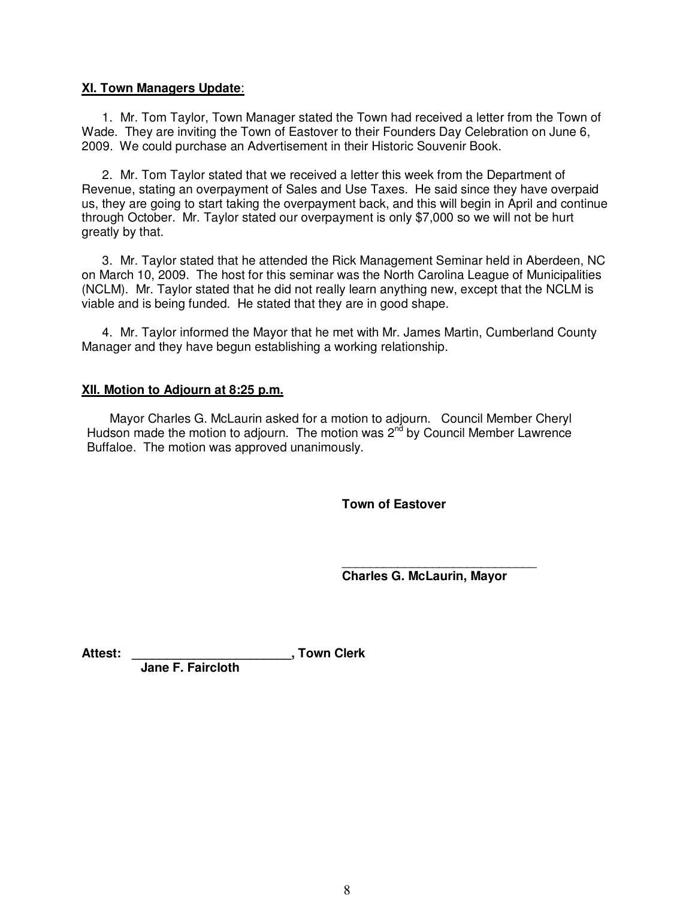**<u>XI. Town Managers Update</u>**:

1. Mr. Tom Taylor, Town Manager stated the Town had received a letter from the Town of Wade. They are inviting the Town of Eastover to their Founders Day Celebration on June 6, 2009. We could purchase an Advertisement in their Historic Souvenir Book.

2. Mr. Tom Taylor stated that we received a letter this week from the Department of Revenue, stating an overpayment of Sales and Use Taxes. He said since they have overpaid us, they are going to start taking the overpayment back, and this will begin in April and continue through October. Mr. Taylor stated our overpayment is only $7,000 so we will not be hurt greatly by that.

3. Mr. Taylor stated that he attended the Rick Management Seminar held in Aberdeen, NC on March 10, 2009. The host for this seminar was the North Carolina League of Municipalities (NCLM). Mr. Taylor stated that he did not really learn anything new, except that the NCLM is viable and is being funded. He stated that they are in good shape.

4. Mr. Taylor informed the Mayor that he met with Mr. James Martin, Cumberland County Manager and they have begun establishing a working relationship.

**<u>XII. Motion to Adjourn at 8:25 p.m.</u>**

Mayor Charles G. McLaurin asked for a motion to adjourn. Council Member Cheryl Hudson made the motion to adjourn. The motion was 2nd by Council Member Lawrence Buffaloe. The motion was approved unanimously.

**Town of Eastover**

\_\_\_\_\_\_\_\_\_\_\_\_\_\_\_\_\_\_\_\_\_\_\_\_\_\_\_\_\_\_
**Charles G. McLaurin, Mayor**

**Attest: \_\_\_\_\_\_\_\_\_\_\_\_\_\_\_\_\_\_\_\_\_\_\_\_, Town Clerk**
**Jane F. Faircloth**